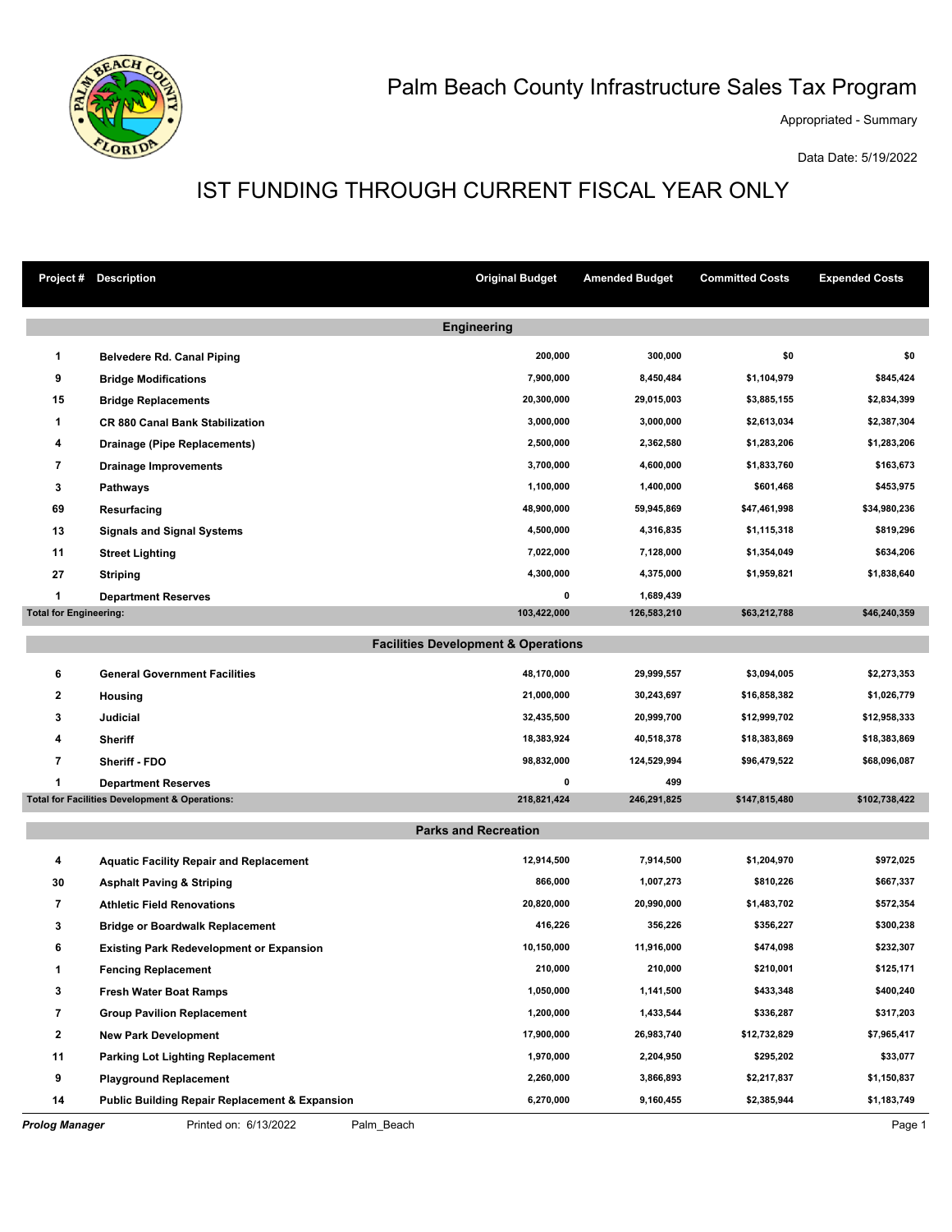# Palm Beach County Infrastructure Sales Tax Program

Appropriated - Summary

Data Date: 5/19/2022

## IST FUNDING THROUGH CURRENT FISCAL YEAR ONLY

| Project # | Description | Original Budget | Amended Budget | Committed Costs | Expended Costs |
|---|---|---|---|---|---|
| | **Engineering** | | | | |
| 1 | Belvedere Rd. Canal Piping | 200,000 | 300,000 | $0 | $0 |
| 9 | Bridge Modifications | 7,900,000 | 8,450,484 | $1,104,979 | $845,424 |
| 15 | Bridge Replacements | 20,300,000 | 29,015,003 | $3,885,155 | $2,834,399 |
| 1 | CR 880 Canal Bank Stabilization | 3,000,000 | 3,000,000 | $2,613,034 | $2,387,304 |
| 4 | Drainage (Pipe Replacements) | 2,500,000 | 2,362,580 | $1,283,206 | $1,283,206 |
| 7 | Drainage Improvements | 3,700,000 | 4,600,000 | $1,833,760 | $163,673 |
| 3 | Pathways | 1,100,000 | 1,400,000 | $601,468 | $453,975 |
| 69 | Resurfacing | 48,900,000 | 59,945,869 | $47,461,998 | $34,980,236 |
| 13 | Signals and Signal Systems | 4,500,000 | 4,316,835 | $1,115,318 | $819,296 |
| 11 | Street Lighting | 7,022,000 | 7,128,000 | $1,354,049 | $634,206 |
| 27 | Striping | 4,300,000 | 4,375,000 | $1,959,821 | $1,838,640 |
| 1 | Department Reserves | 0 | 1,689,439 | | |
| **Total for Engineering:** | | 103,422,000 | 126,583,210 | $63,212,788 | $46,240,359 |
| | **Facilities Development & Operations** | | | | |
| 6 | General Government Facilities | 48,170,000 | 29,999,557 | $3,094,005 | $2,273,353 |
| 2 | Housing | 21,000,000 | 30,243,697 | $16,858,382 | $1,026,779 |
| 3 | Judicial | 32,435,500 | 20,999,700 | $12,999,702 | $12,958,333 |
| 4 | Sheriff | 18,383,924 | 40,518,378 | $18,383,869 | $18,383,869 |
| 7 | Sheriff - FDO | 98,832,000 | 124,529,994 | $96,479,522 | $68,096,087 |
| 1 | Department Reserves | 0 | 499 | | |
| **Total for Facilities Development & Operations:** | | 218,821,424 | 246,291,825 | $147,815,480 | $102,738,422 |
| | **Parks and Recreation** | | | | |
| 4 | Aquatic Facility Repair and Replacement | 12,914,500 | 7,914,500 | $1,204,970 | $972,025 |
| 30 | Asphalt Paving & Striping | 866,000 | 1,007,273 | $810,226 | $667,337 |
| 7 | Athletic Field Renovations | 20,820,000 | 20,990,000 | $1,483,702 | $572,354 |
| 3 | Bridge or Boardwalk Replacement | 416,226 | 356,226 | $356,227 | $300,238 |
| 6 | Existing Park Redevelopment or Expansion | 10,150,000 | 11,916,000 | $474,098 | $232,307 |
| 1 | Fencing Replacement | 210,000 | 210,000 | $210,001 | $125,171 |
| 3 | Fresh Water Boat Ramps | 1,050,000 | 1,141,500 | $433,348 | $400,240 |
| 7 | Group Pavilion Replacement | 1,200,000 | 1,433,544 | $336,287 | $317,203 |
| 2 | New Park Development | 17,900,000 | 26,983,740 | $12,732,829 | $7,965,417 |
| 11 | Parking Lot Lighting Replacement | 1,970,000 | 2,204,950 | $295,202 | $33,077 |
| 9 | Playground Replacement | 2,260,000 | 3,866,893 | $2,217,837 | $1,150,837 |
| 14 | Public Building Repair Replacement & Expansion | 6,270,000 | 9,160,455 | $2,385,944 | $1,183,749 |

*Prolog Manager* Printed on: 6/13/2022 Palm_Beach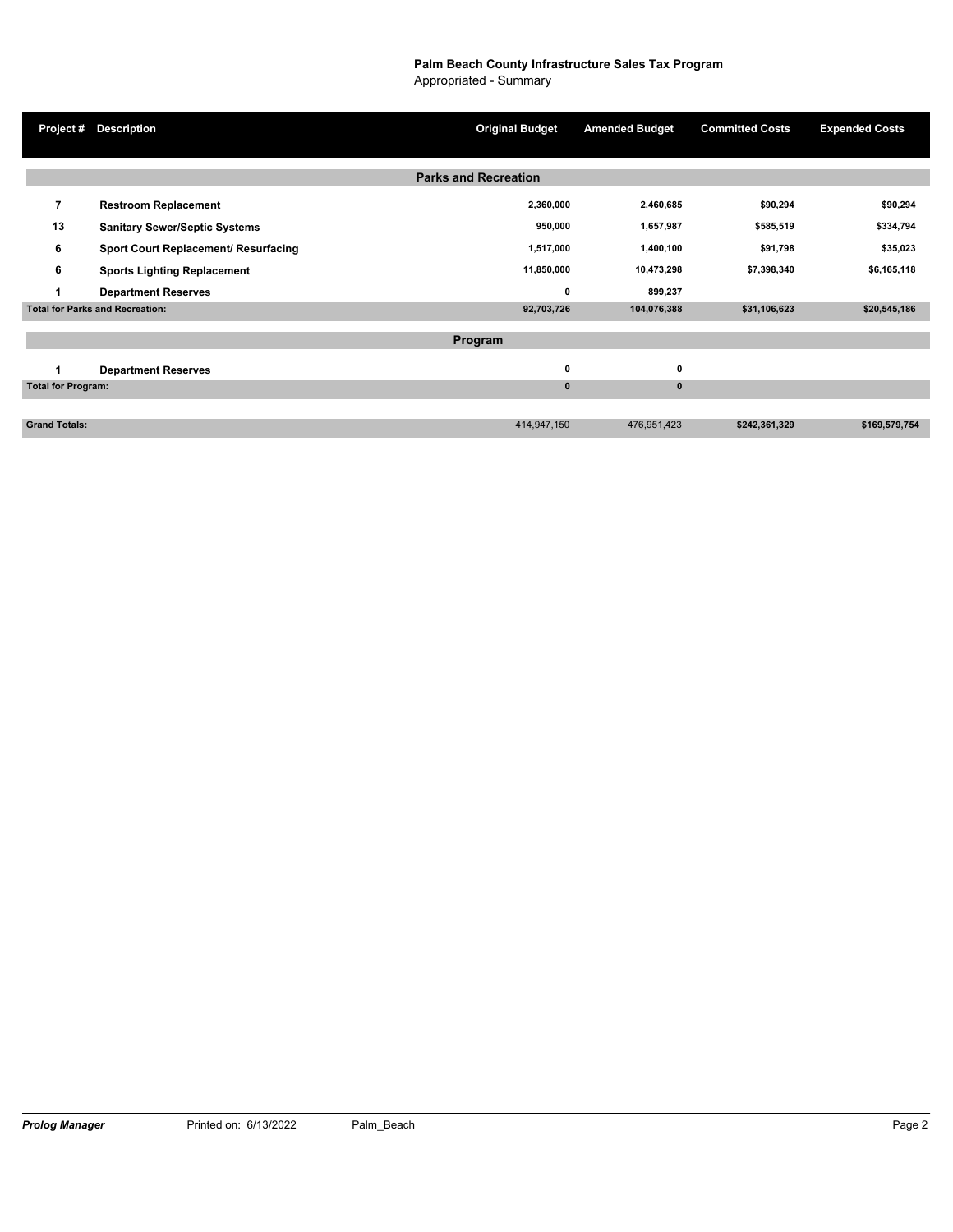**Palm Beach County Infrastructure Sales Tax Program**
Appropriated - Summary

| Project # | Description | Original Budget | Amended Budget | Committed Costs | Expended Costs |
|---|---|---|---|---|---|
| | **Parks and Recreation** | | | | |
| 7 | Restroom Replacement | 2,360,000 | 2,460,685 | $90,294 | $90,294 |
| 13 | Sanitary Sewer/Septic Systems | 950,000 | 1,657,987 | $585,519 | $334,794 |
| 6 | Sport Court Replacement/ Resurfacing | 1,517,000 | 1,400,100 | $91,798 | $35,023 |
| 6 | Sports Lighting Replacement | 11,850,000 | 10,473,298 | $7,398,340 | $6,165,118 |
| 1 | Department Reserves | 0 | 899,237 | | |
| **Total for Parks and Recreation:** | | 92,703,726 | 104,076,388 | $31,106,623 | $20,545,186 |
| | **Program** | | | | |
| 1 | Department Reserves | 0 | 0 | | |
| **Total for Program:** | | 0 | 0 | | |
| **Grand Totals:** | | 414,947,150 | 476,951,423 | $242,361,329 | $169,579,754 |

*Prolog Manager* Printed on: 6/13/2022 Palm_Beach